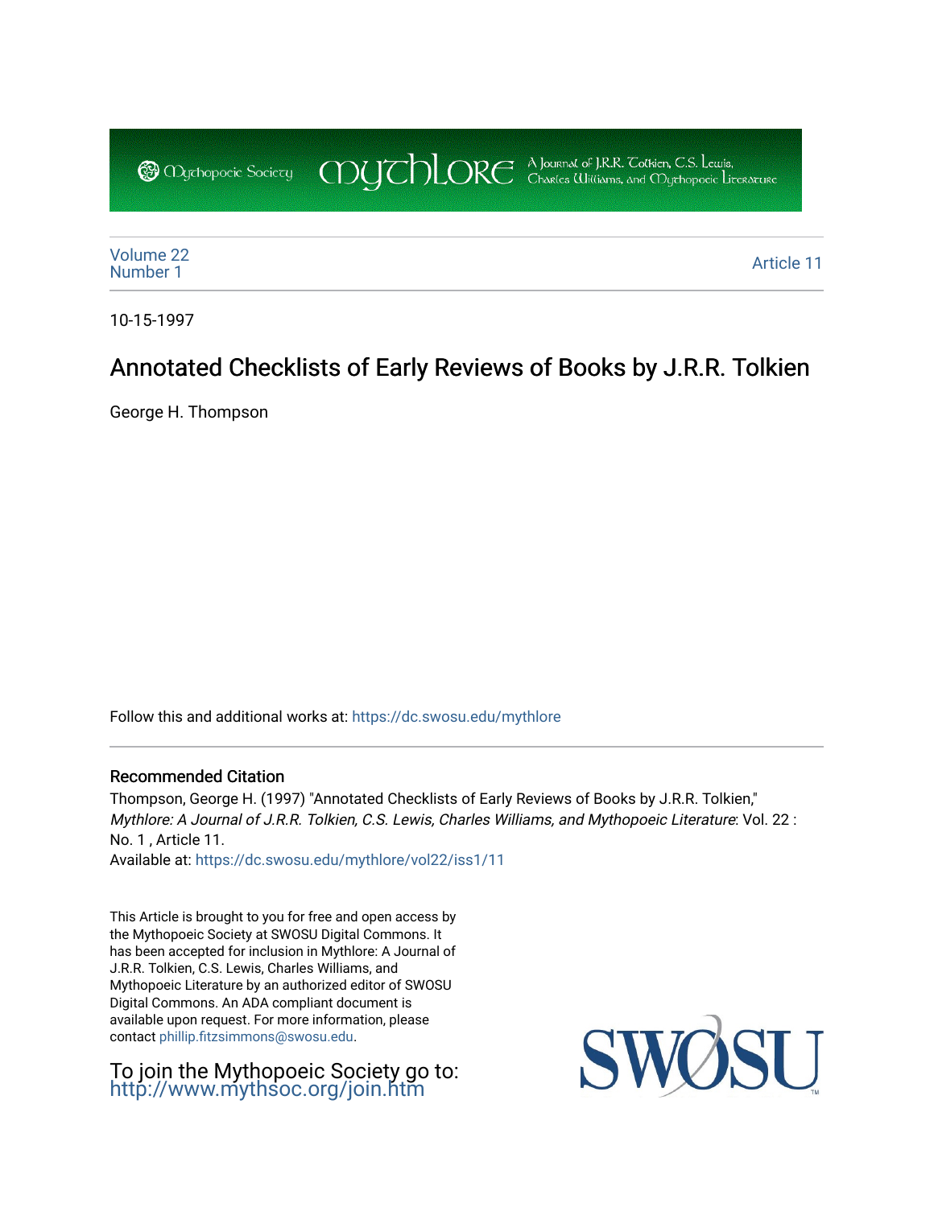Mythopoeic Society | Mythlore | A Journal of J.R.R. Tolkien, C.S. Lewis, Charles Williams, and Mythopoeic Literature

Volume 22
Number 1

Article 11

10-15-1997

# Annotated Checklists of Early Reviews of Books by J.R.R. Tolkien

George H. Thompson

Follow this and additional works at: https://dc.swosu.edu/mythlore

## Recommended Citation

Thompson, George H. (1997) "Annotated Checklists of Early Reviews of Books by J.R.R. Tolkien," *Mythlore: A Journal of J.R.R. Tolkien, C.S. Lewis, Charles Williams, and Mythopoeic Literature*: Vol. 22 : No. 1 , Article 11.
Available at: https://dc.swosu.edu/mythlore/vol22/iss1/11

This Article is brought to you for free and open access by the Mythopoeic Society at SWOSU Digital Commons. It has been accepted for inclusion in Mythlore: A Journal of J.R.R. Tolkien, C.S. Lewis, Charles Williams, and Mythopoeic Literature by an authorized editor of SWOSU Digital Commons. An ADA compliant document is available upon request. For more information, please contact phillip.fitzsimmons@swosu.edu.

To join the Mythopoeic Society go to: http://www.mythsoc.org/join.htm

SWOSU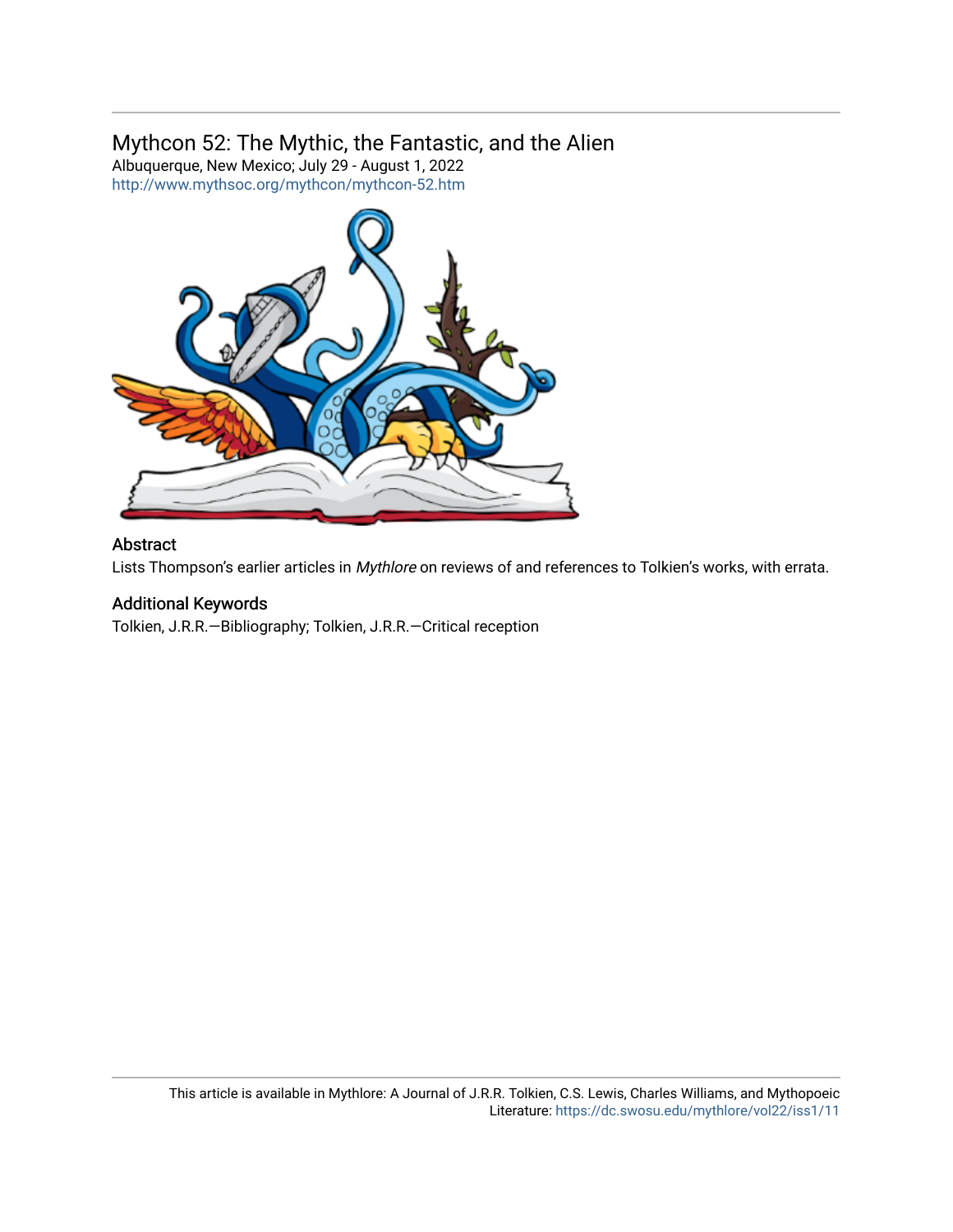Mythcon 52: The Mythic, the Fantastic, and the Alien
Albuquerque, New Mexico; July 29 - August 1, 2022
http://www.mythsoc.org/mythcon/mythcon-52.htm

## Abstract

Lists Thompson's earlier articles in *Mythlore* on reviews of and references to Tolkien's works, with errata.

## Additional Keywords

Tolkien, J.R.R.—Bibliography; Tolkien, J.R.R.—Critical reception

This article is available in Mythlore: A Journal of J.R.R. Tolkien, C.S. Lewis, Charles Williams, and Mythopoeic Literature: https://dc.swosu.edu/mythlore/vol22/iss1/11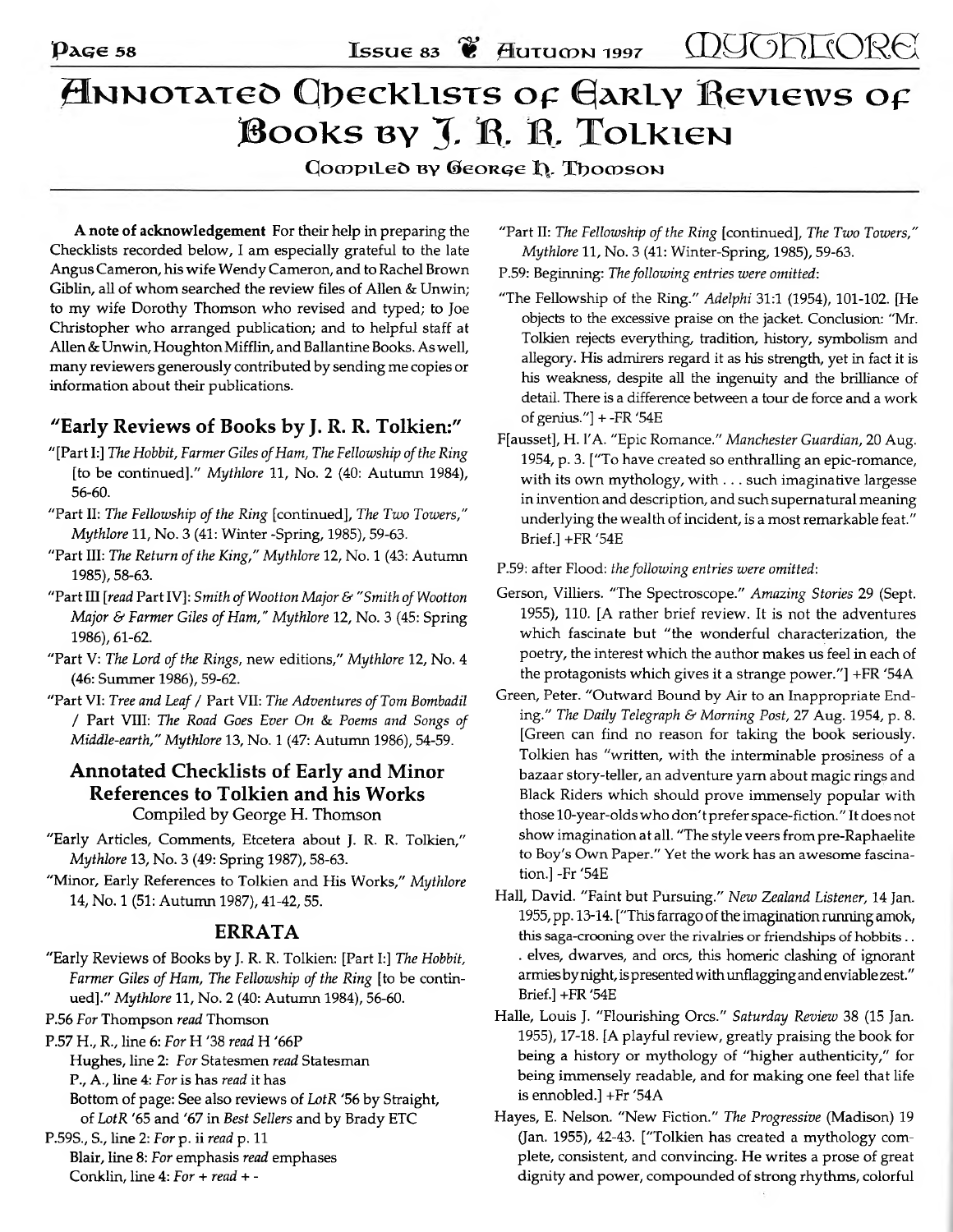# Annotated Checklists of Early Reviews of Books by J. R. R. Tolkien

Compiled by George H. Thomson

**A note of acknowledgement** For their help in preparing the Checklists recorded below, I am especially grateful to the late Angus Cameron, his wife Wendy Cameron, and to Rachel Brown Giblin, all of whom searched the review files of Allen & Unwin; to my wife Dorothy Thomson who revised and typed; to Joe Christopher who arranged publication; and to helpful staff at Allen & Unwin, Houghton Mifflin, and Ballantine Books. As well, many reviewers generously contributed by sending me copies or information about their publications.

## "Early Reviews of Books by J. R. R. Tolkien:"

"[Part I:] *The Hobbit, Farmer Giles of Ham, The Fellowship of the Ring* [to be continued]." *Mythlore* 11, No. 2 (40: Autumn 1984), 56-60.

"Part II: *The Fellowship of the Ring* [continued], *The Two Towers*," *Mythlore* 11, No. 3 (41: Winter -Spring, 1985), 59-63.

"Part III: *The Return of the King*," *Mythlore* 12, No. 1 (43: Autumn 1985), 58-63.

"Part III [*read* Part IV]: *Smith of Wootton Major & "Smith of Wootton Major & Farmer Giles of Ham*," *Mythlore* 12, No. 3 (45: Spring 1986), 61-62.

"Part V: *The Lord of the Rings*, new editions," *Mythlore* 12, No. 4 (46: Summer 1986), 59-62.

"Part VI: *Tree and Leaf* / Part VII: *The Adventures of Tom Bombadil* / Part VIII: *The Road Goes Ever On* & *Poems and Songs of Middle-earth*," *Mythlore* 13, No. 1 (47: Autumn 1986), 54-59.

### Annotated Checklists of Early and Minor References to Tolkien and his Works

Compiled by George H. Thomson

"Early Articles, Comments, Etcetera about J. R. R. Tolkien," *Mythlore* 13, No. 3 (49: Spring 1987), 58-63.

"Minor, Early References to Tolkien and His Works," *Mythlore* 14, No. 1 (51: Autumn 1987), 41-42, 55.

### ERRATA

"Early Reviews of Books by J. R. R. Tolkien: [Part I:] *The Hobbit, Farmer Giles of Ham, The Fellowship of the Ring* [to be continued]." *Mythlore* 11, No. 2 (40: Autumn 1984), 56-60.

P.56 *For* Thompson *read* Thomson

P.57 H., R., line 6: *For* H '38 *read* H '66P
Hughes, line 2: *For* Statesmen *read* Statesman
P., A., line 4: *For* is has *read* it has
Bottom of page: See also reviews of *LotR* '56 by Straight, of *LotR* '65 and '67 in *Best Sellers* and by Brady ETC

P.59S., S., line 2: *For* p. ii *read* p. 11
Blair, line 8: *For* emphasis *read* emphases
Conklin, line 4: *For* + *read* + -

"Part II: *The Fellowship of the Ring* [continued], *The Two Towers*," *Mythlore* 11, No. 3 (41: Winter-Spring, 1985), 59-63.

P.59: Beginning: *The following entries were omitted*:

"The Fellowship of the Ring." *Adelphi* 31:1 (1954), 101-102. [He objects to the excessive praise on the jacket. Conclusion: "Mr. Tolkien rejects everything, tradition, history, symbolism and allegory. His admirers regard it as his strength, yet in fact it is his weakness, despite all the ingenuity and the brilliance of detail. There is a difference between a tour de force and a work of genius."] + -FR '54E

F[ausset], H. I'A. "Epic Romance." *Manchester Guardian*, 20 Aug. 1954, p. 3. ["To have created so enthralling an epic-romance, with its own mythology, with . . . such imaginative largesse in invention and description, and such supernatural meaning underlying the wealth of incident, is a most remarkable feat." Brief.] +FR '54E

P.59: after Flood: *the following entries were omitted*:

Gerson, Villiers. "The Spectroscope." *Amazing Stories* 29 (Sept. 1955), 110. [A rather brief review. It is not the adventures which fascinate but "the wonderful characterization, the poetry, the interest which the author makes us feel in each of the protagonists which gives it a strange power."] +FR '54A

Green, Peter. "Outward Bound by Air to an Inappropriate Ending." *The Daily Telegraph & Morning Post*, 27 Aug. 1954, p. 8. [Green can find no reason for taking the book seriously. Tolkien has "written, with the interminable prosiness of a bazaar story-teller, an adventure yarn about magic rings and Black Riders which should prove immensely popular with those 10-year-olds who don't prefer space-fiction." It does not show imagination at all. "The style veers from pre-Raphaelite to Boy's Own Paper." Yet the work has an awesome fascination.] -FR '54E

Hall, David. "Faint but Pursuing." *New Zealand Listener*, 14 Jan. 1955, pp. 13-14. ["This farrago of the imagination running amok, this saga-crooning over the rivalries or friendships of hobbits . . . elves, dwarves, and orcs, this homeric clashing of ignorant armies by night, is presented with unflagging and enviable zest." Brief.] +FR '54E

Halle, Louis J. "Flourishing Orcs." *Saturday Review* 38 (15 Jan. 1955), 17-18. [A playful review, greatly praising the book for being a history or mythology of "higher authenticity," for being immensely readable, and for making one feel that life is ennobled.] +Fr '54A

Hayes, E. Nelson. "New Fiction." *The Progressive* (Madison) 19 (Jan. 1955), 42-43. ["Tolkien has created a mythology complete, consistent, and convincing. He writes a prose of great dignity and power, compounded of strong rhythms, colorful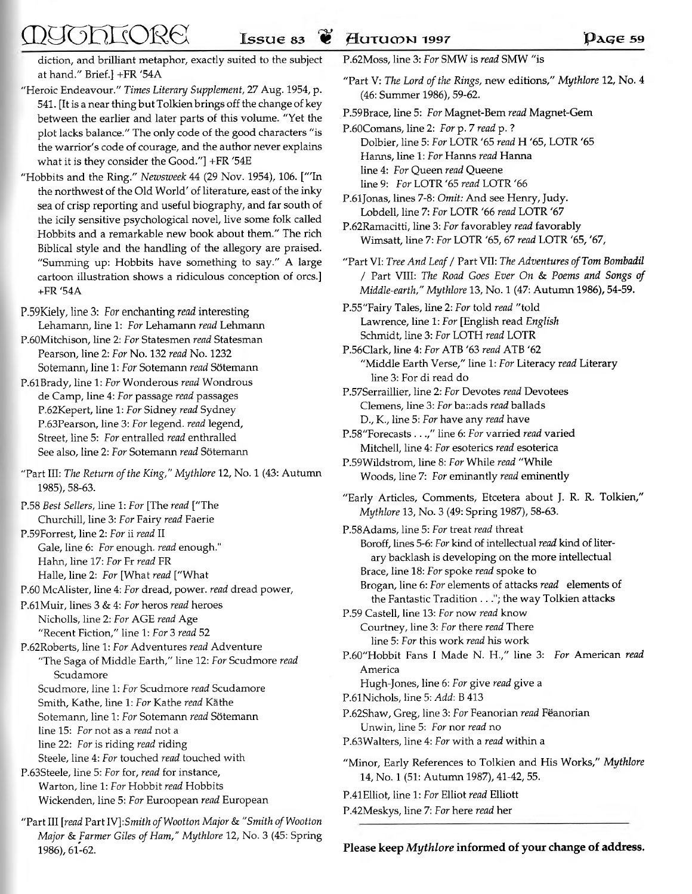diction, and brilliant metaphor, exactly suited to the subject at hand." Brief.] +FR '54A

"Heroic Endeavour." *Times Literary Supplement*, 27 Aug. 1954, p. 541. [It is a near thing but Tolkien brings off the change of key between the earlier and later parts of this volume. "Yet the plot lacks balance." The only code of the good characters "is the warrior's code of courage, and the author never explains what it is they consider the Good."] +FR '54E

"Hobbits and the Ring." *Newsweek* 44 (29 Nov. 1954), 106. ["'In the northwest of the Old World' of literature, east of the inky sea of crisp reporting and useful biography, and far south of the icily sensitive psychological novel, live some folk called Hobbits and a remarkable new book about them." The rich Biblical style and the handling of the allegory are praised. "Summing up: Hobbits have something to say." A large cartoon illustration shows a ridiculous conception of orcs.] +FR '54A

P.59Kiely, line 3: *For* enchanting *read* interesting
Lehamann, line 1: *For* Lehamann *read* Lehmann
P.60Mitchison, line 2: *For* Statesmen *read* Statesman
Pearson, line 2: *For* No. 132 *read* No. 1232
Sotemann, line 1: *For* Sotemann *read* Sötemann
P.61Brady, line 1: *For* Wonderous *read* Wondrous
de Camp, line 4: *For* passage *read* passages
P.62Kepert, line 1: *For* Sidney *read* Sydney
P.63Pearson, line 3: *For* legend. *read* legend,
Street, line 5: *For* entralled *read* enthralled
See also, line 2: *For* Sotemann *read* Sötemann

"Part III: *The Return of the King*," *Mythlore* 12, No. 1 (43: Autumn 1985), 58-63.

P.58 *Best Sellers*, line 1: *For* [The *read* ["The
Churchill, line 3: *For* Fairy *read* Faerie
P.59Forrest, line 2: *For* ii *read* II
Gale, line 6: *For* enough. *read* enough."
Hahn, line 17: *For* Fr *read* FR
Halle, line 2: *For* [What *read* ["What
P.60 McAlister, line 4: *For* dread, power. *read* dread power,
P.61Muir, lines 3 & 4: *For* heros *read* heroes
Nicholls, line 2: *For* AGE *read* Age
"Recent Fiction," line 1: *For* 3 *read* 52
P.62Roberts, line 1: *For* Adventures *read* Adventure
"The Saga of Middle Earth," line 12: *For* Scudmore *read* Scudamore
Scudmore, line 1: *For* Scudmore *read* Scudamore
Smith, Kathe, line 1: *For* Kathe *read* Käthe
Sotemann, line 1: *For* Sotemann *read* Sötemann
line 15: *For* not as a *read* not a
line 22: *For* is riding *read* riding
Steele, line 4: *For* touched *read* touched with
P.63Steele, line 5: *For* for, *read* for instance,
Warton, line 1: *For* Hobbit *read* Hobbits
Wickenden, line 5: *For* Euroopean *read* European

"Part III [*read* Part IV]:*Smith of Wootton Major* & "*Smith of Wootton Major* & *Farmer Giles of Ham*," *Mythlore* 12, No. 3 (45: Spring 1986), 61-62.

P.62Moss, line 3: *For* SMW is *read* SMW "is

"Part V: *The Lord of the Rings*, new editions," *Mythlore* 12, No. 4 (46: Summer 1986), 59-62.

P.59Brace, line 5: *For* Magnet-Bem *read* Magnet-Gem
P.60Comans, line 2: *For* p. 7 *read* p. ?
Dolbier, line 5: *For* LOTR '65 *read* H '65, LOTR '65
Hanns, line 1: *For* Hanns *read* Hanna
line 4: *For* Queen *read* Queene
line 9: *For* LOTR '65 *read* LOTR '66
P.61Jonas, lines 7-8: *Omit:* And see Henry, Judy.
Lobdell, line 7: *For* LOTR '66 *read* LOTR '67
P.62Ramacitti, line 3: *For* favorabley *read* favorably
Wimsatt, line 7: *For* LOTR '65, 67 *read* LOTR '65, '67,

"Part VI: *Tree And Leaf* / Part VII: *The Adventures of Tom Bombadil* / Part VIII: *The Road Goes Ever On* & *Poems and Songs of Middle-earth*," *Mythlore* 13, No. 1 (47: Autumn 1986), 54-59.

P.55"Fairy Tales, line 2: *For* told *read* "told
Lawrence, line 1: *For* [English read *English*
Schmidt, line 3: *For* LOTH *read* LOTR
P.56Clark, line 4: *For* ATB '63 *read* ATB '62
"Middle Earth Verse," line 1: *For* Literacy *read* Literary
line 3: For di read do
P.57Serraillier, line 2: *For* Devotes *read* Devotees
Clemens, line 3: *For* ba::ads *read* ballads
D., K., line 5: *For* have any *read* have
P.58"Forecasts . . .," line 6: *For* varried *read* varied
Mitchell, line 4: *For* esoterics *read* esoterica
P.59Wildstrom, line 8: *For* While *read* "While
Woods, line 7: *For* eminantly *read* eminently

"Early Articles, Comments, Etcetera about J. R. R. Tolkien," *Mythlore* 13, No. 3 (49: Spring 1987), 58-63.

P.58Adams, line 5: *For* treat *read* threat
Boroff, lines 5-6: *For* kind of intellectual *read* kind of literary backlash is developing on the more intellectual
Brace, line 18: *For* spoke *read* spoke to
Brogan, line 6: *For* elements of attacks *read* elements of the Fantastic Tradition . . ."; the way Tolkien attacks
P.59 Castell, line 13: *For* now *read* know
Courtney, line 3: *For* there *read* There
line 5: *For* this work *read* his work
P.60"Hobbit Fans I Made N. H.," line 3: *For* American *read* America
Hugh-Jones, line 6: *For* give *read* give a
P.61Nichols, line 5: *Add:* B 413
P.62Shaw, Greg, line 3: *For* Feanorian *read* Fëanorian
Unwin, line 5: *For* nor *read* no
P.63Walters, line 4: *For* with a *read* within a

"Minor, Early References to Tolkien and His Works," *Mythlore* 14, No. 1 (51: Autumn 1987), 41-42, 55.

P.41Elliot, line 1: *For* Elliot *read* Elliott
P.42Meskys, line 7: *For* here *read* her

---

**Please keep *Mythlore* informed of your change of address.**